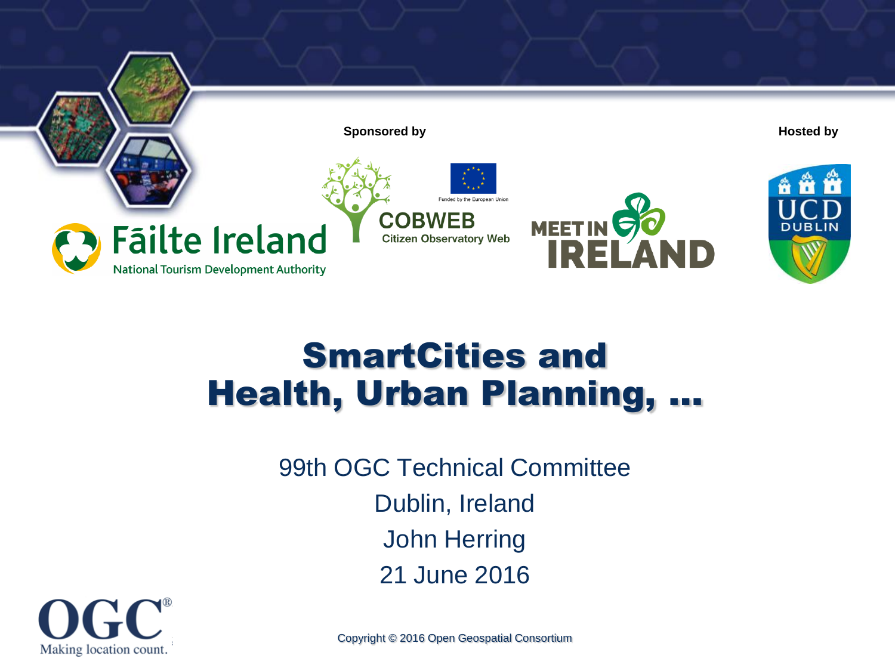Sponsored by

Hosted by

Fāilte Ireland
National Tourism Development Authority

Funded by the European Union

COBWEB
Citizen Observatory Web

MEET IN IRELAND

UCD DUBLIN

# SmartCities and Health, Urban Planning, …

99th OGC Technical Committee

Dublin, Ireland

John Herring

21 June 2016

OGC®
Making location count.

Copyright © 2016 Open Geospatial Consortium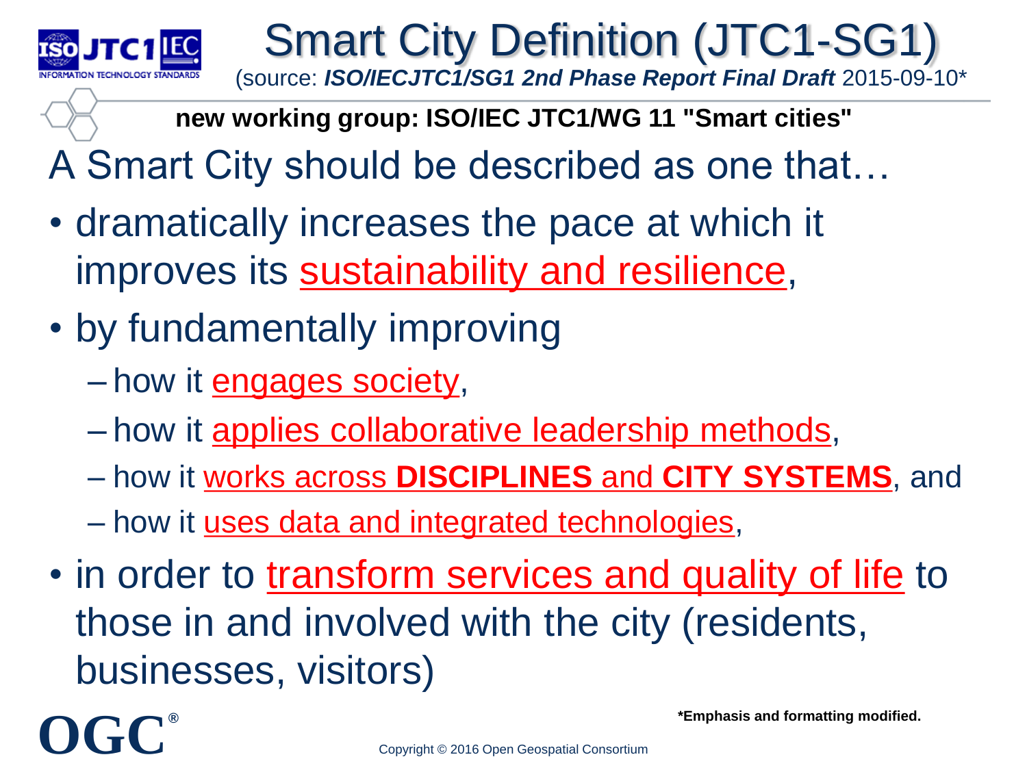# Smart City Definition (JTC1-SG1)

(source: ***ISO/IECJTC1/SG1 2nd Phase Report Final Draft*** 2015-09-10*

**new working group: ISO/IEC JTC1/WG 11 "Smart cities"**

A Smart City should be described as one that…

- dramatically increases the pace at which it improves its sustainability and resilience,
- by fundamentally improving
  - how it engages society,
  - how it applies collaborative leadership methods,
  - how it works across **DISCIPLINES** and **CITY SYSTEMS**, and
  - how it uses data and integrated technologies,
- in order to transform services and quality of life to those in and involved with the city (residents, businesses, visitors)

**\*Emphasis and formatting modified.**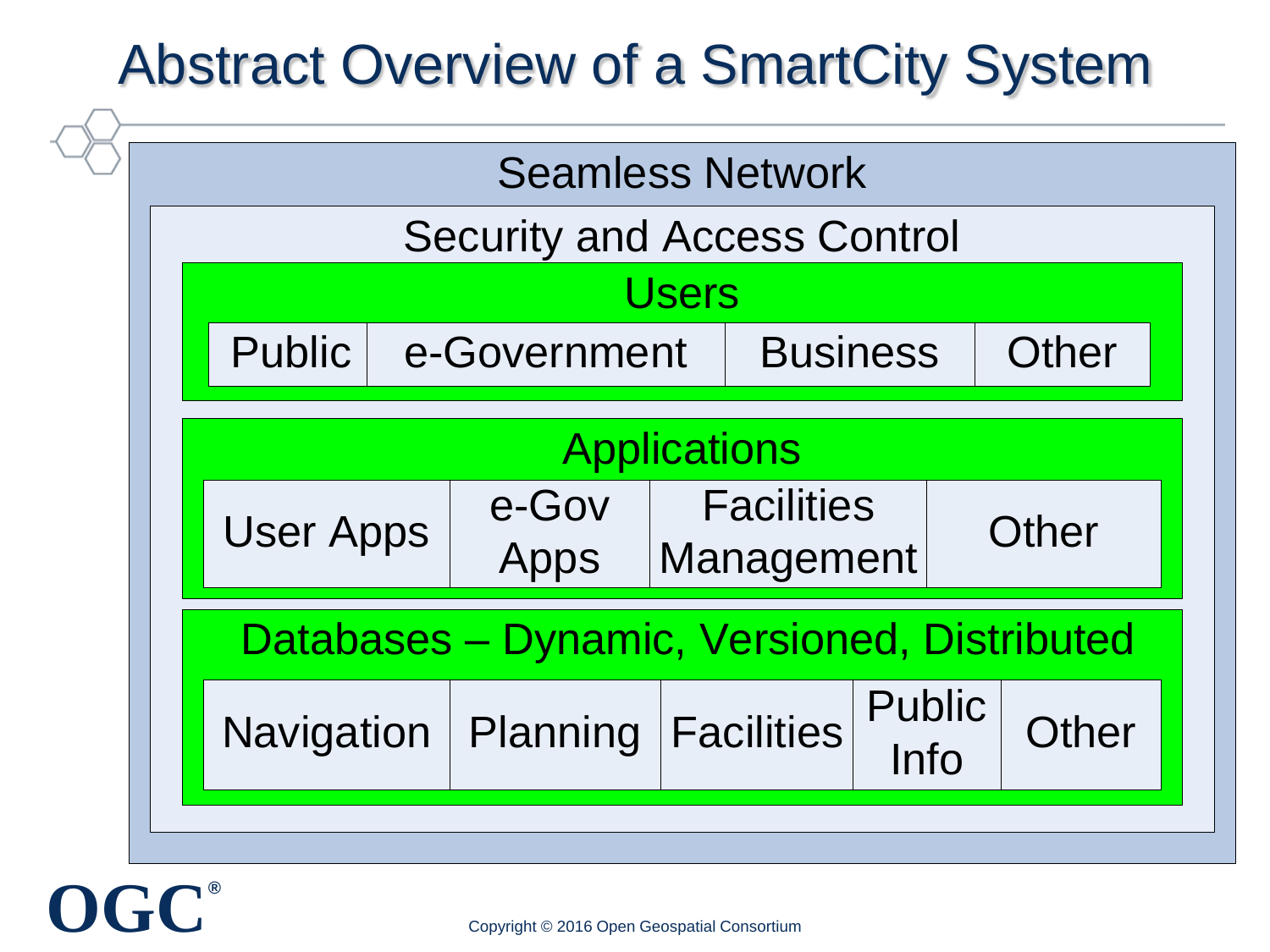# Abstract Overview of a SmartCity System

## Seamless Network

### Security and Access Control

#### Users

| Public | e-Government | Business | Other |
| --- | --- | --- | --- |

#### Applications

| User Apps | e-Gov Apps | Facilities Management | Other |
| --- | --- | --- | --- |

#### Databases – Dynamic, Versioned, Distributed

| Navigation | Planning | Facilities | Public Info | Other |
| --- | --- | --- | --- | --- |

Copyright © 2016 Open Geospatial Consortium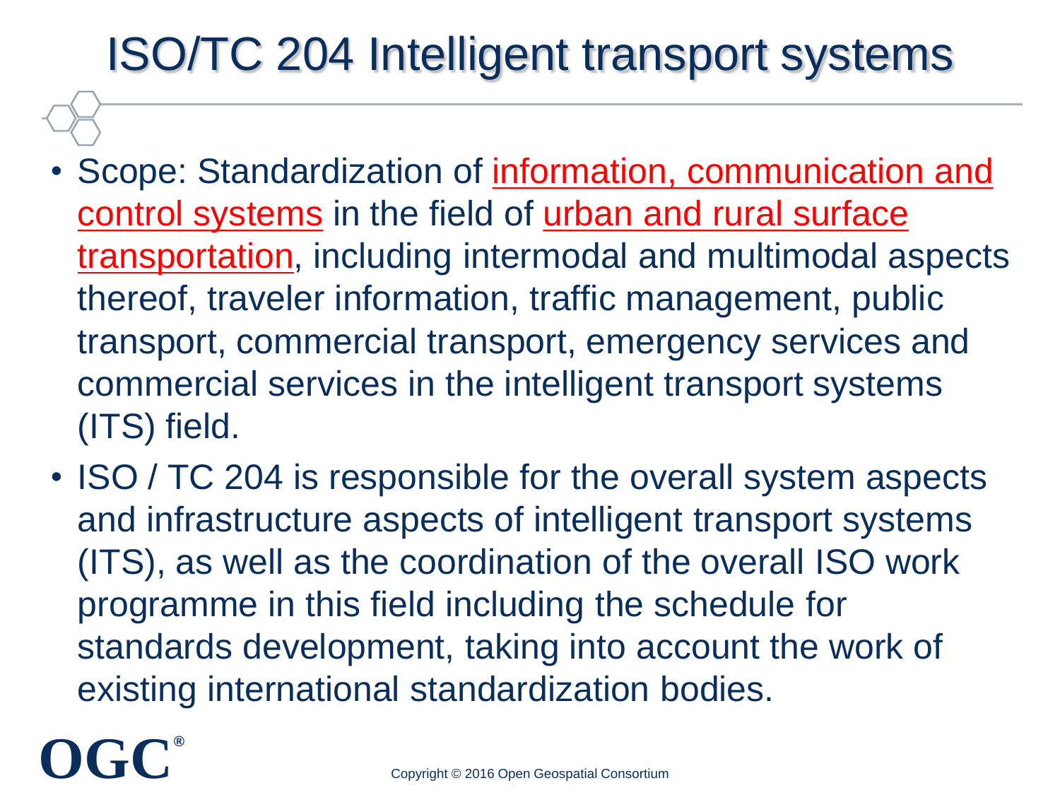# ISO/TC 204 Intelligent transport systems

- Scope: Standardization of information, communication and control systems in the field of urban and rural surface transportation, including intermodal and multimodal aspects thereof, traveler information, traffic management, public transport, commercial transport, emergency services and commercial services in the intelligent transport systems (ITS) field.
- ISO / TC 204 is responsible for the overall system aspects and infrastructure aspects of intelligent transport systems (ITS), as well as the coordination of the overall ISO work programme in this field including the schedule for standards development, taking into account the work of existing international standardization bodies.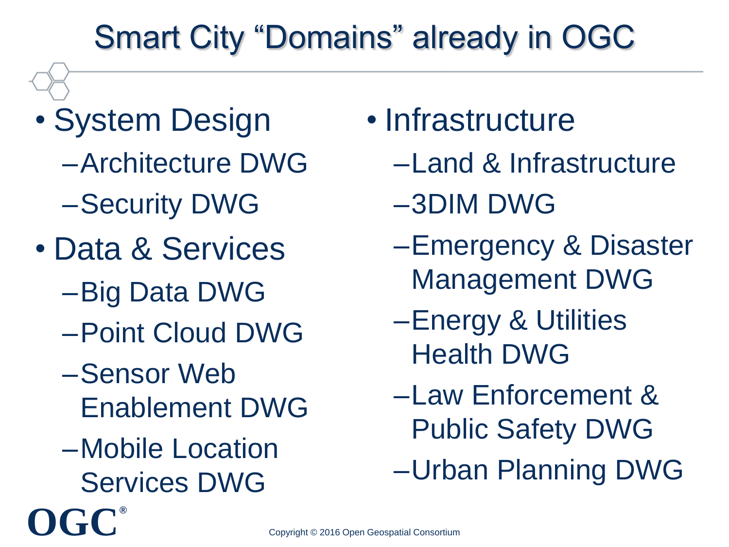# Smart City "Domains" already in OGC

- System Design
  - Architecture DWG
  - Security DWG
- Data & Services
  - Big Data DWG
  - Point Cloud DWG
  - Sensor Web Enablement DWG
  - Mobile Location Services DWG
- Infrastructure
  - Land & Infrastructure
  - 3DIM DWG
  - Emergency & Disaster Management DWG
  - Energy & Utilities Health DWG
  - Law Enforcement & Public Safety DWG
  - Urban Planning DWG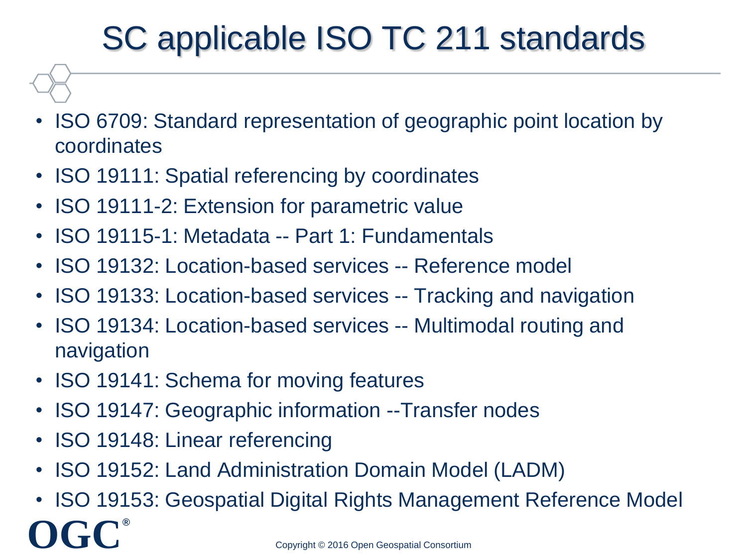# SC applicable ISO TC 211 standards

- ISO 6709: Standard representation of geographic point location by coordinates
- ISO 19111: Spatial referencing by coordinates
- ISO 19111-2: Extension for parametric value
- ISO 19115-1: Metadata -- Part 1: Fundamentals
- ISO 19132: Location-based services -- Reference model
- ISO 19133: Location-based services -- Tracking and navigation
- ISO 19134: Location-based services -- Multimodal routing and navigation
- ISO 19141: Schema for moving features
- ISO 19147: Geographic information --Transfer nodes
- ISO 19148: Linear referencing
- ISO 19152: Land Administration Domain Model (LADM)
- ISO 19153: Geospatial Digital Rights Management Reference Model

OGC®

Copyright © 2016 Open Geospatial Consortium